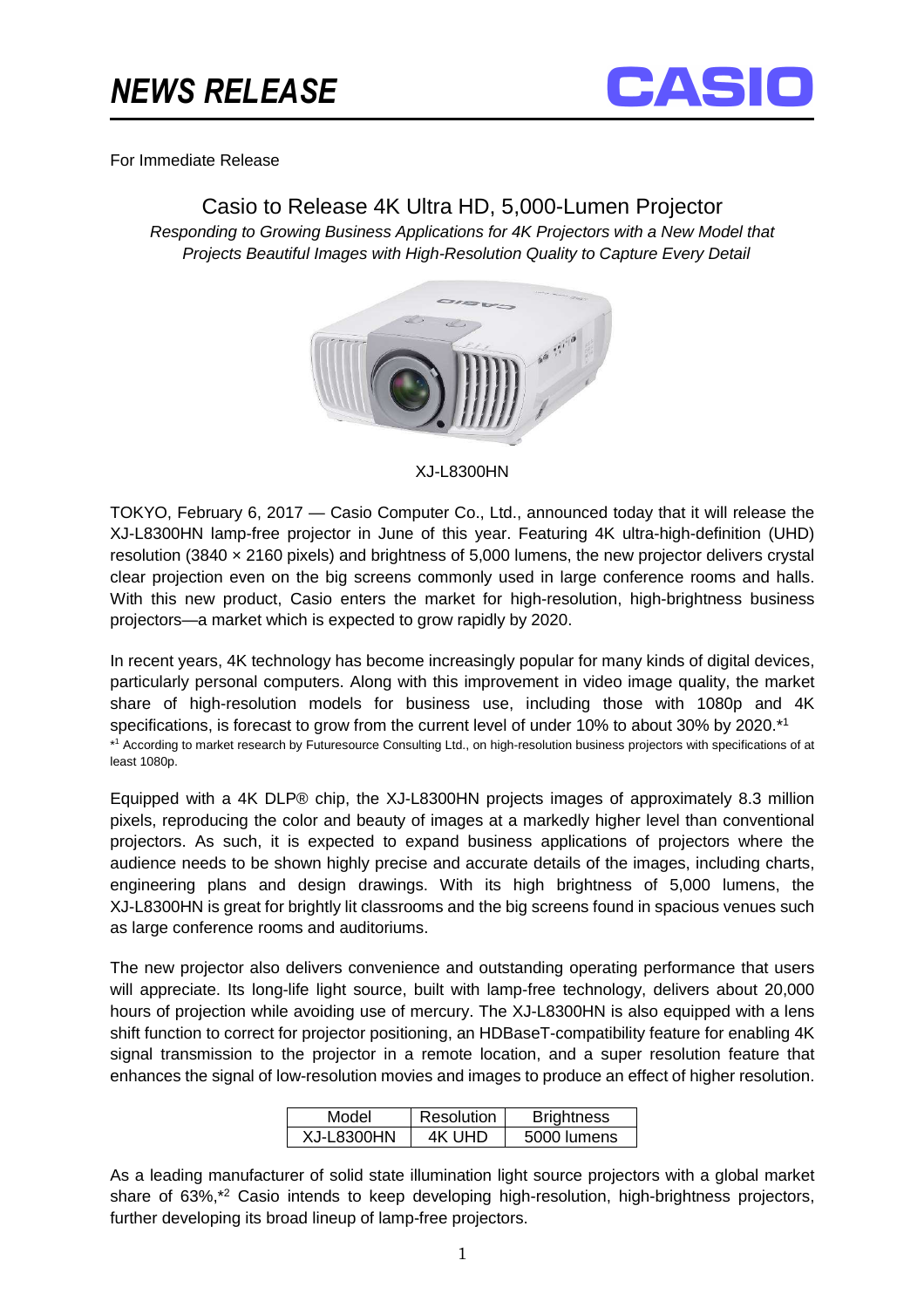# NEWS RELEASE

CASIO

For Immediate Release

## Casio to Release 4K Ultra HD, 5,000-Lumen Projector

*Responding to Growing Business Applications for 4K Projectors with a New Model that Projects Beautiful Images with High-Resolution Quality to Capture Every Detail*

XJ-L8300HN

TOKYO, February 6, 2017 — Casio Computer Co., Ltd., announced today that it will release the XJ-L8300HN lamp-free projector in June of this year. Featuring 4K ultra-high-definition (UHD) resolution (3840 × 2160 pixels) and brightness of 5,000 lumens, the new projector delivers crystal clear projection even on the big screens commonly used in large conference rooms and halls. With this new product, Casio enters the market for high-resolution, high-brightness business projectors—a market which is expected to grow rapidly by 2020.

In recent years, 4K technology has become increasingly popular for many kinds of digital devices, particularly personal computers. Along with this improvement in video image quality, the market share of high-resolution models for business use, including those with 1080p and 4K specifications, is forecast to grow from the current level of under 10% to about 30% by 2020.*[1]

*[1] According to market research by Futuresource Consulting Ltd., on high-resolution business projectors with specifications of at least 1080p.

Equipped with a 4K DLP® chip, the XJ-L8300HN projects images of approximately 8.3 million pixels, reproducing the color and beauty of images at a markedly higher level than conventional projectors. As such, it is expected to expand business applications of projectors where the audience needs to be shown highly precise and accurate details of the images, including charts, engineering plans and design drawings. With its high brightness of 5,000 lumens, the XJ-L8300HN is great for brightly lit classrooms and the big screens found in spacious venues such as large conference rooms and auditoriums.

The new projector also delivers convenience and outstanding operating performance that users will appreciate. Its long-life light source, built with lamp-free technology, delivers about 20,000 hours of projection while avoiding use of mercury. The XJ-L8300HN is also equipped with a lens shift function to correct for projector positioning, an HDBaseT-compatibility feature for enabling 4K signal transmission to the projector in a remote location, and a super resolution feature that enhances the signal of low-resolution movies and images to produce an effect of higher resolution.

| Model | Resolution | Brightness |
|---|---|---|
| XJ-L8300HN | 4K UHD | 5000 lumens |

As a leading manufacturer of solid state illumination light source projectors with a global market share of 63%,*[2] Casio intends to keep developing high-resolution, high-brightness projectors, further developing its broad lineup of lamp-free projectors.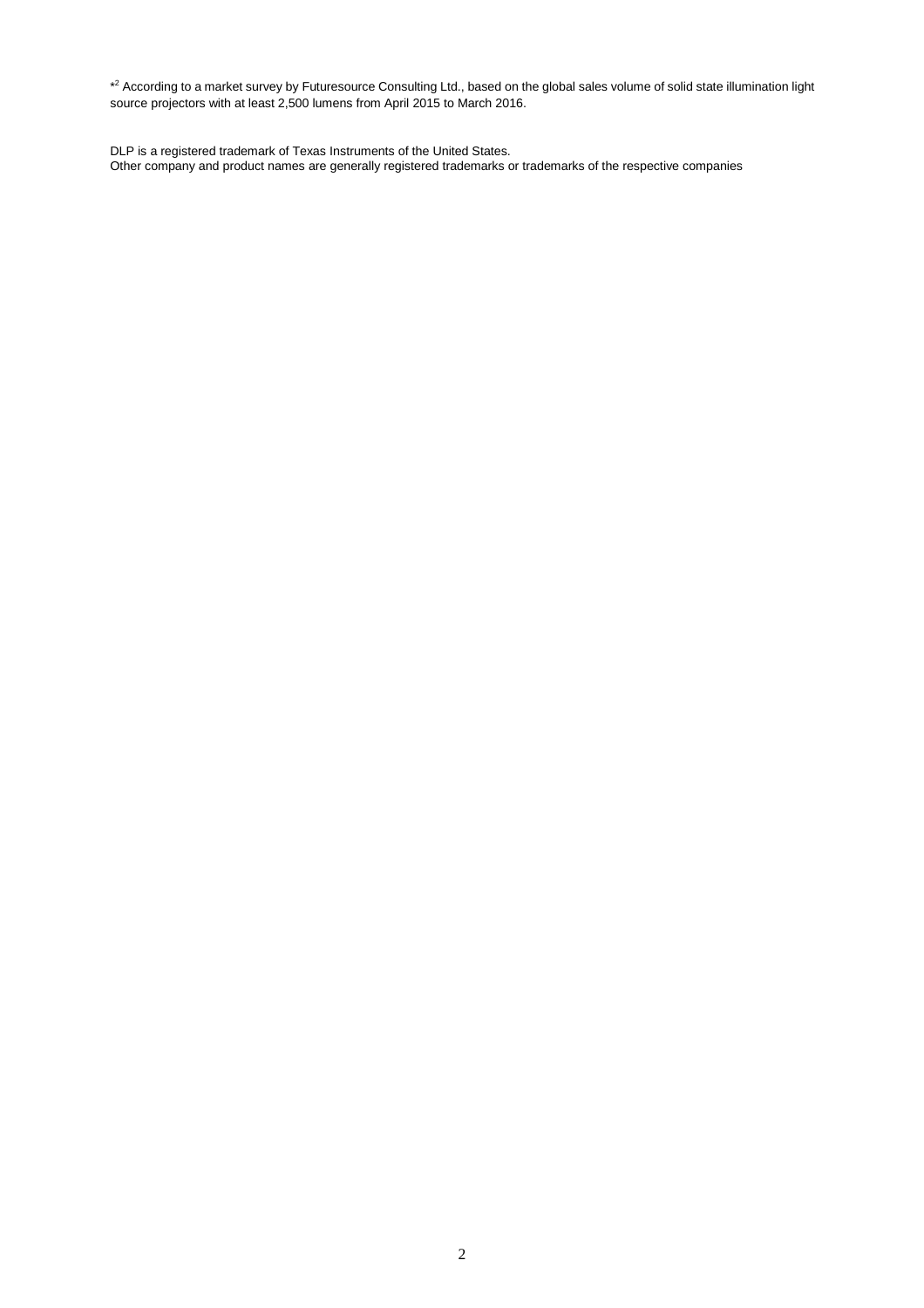*[2] According to a market survey by Futuresource Consulting Ltd., based on the global sales volume of solid state illumination light source projectors with at least 2,500 lumens from April 2015 to March 2016.

DLP is a registered trademark of Texas Instruments of the United States.
Other company and product names are generally registered trademarks or trademarks of the respective companies